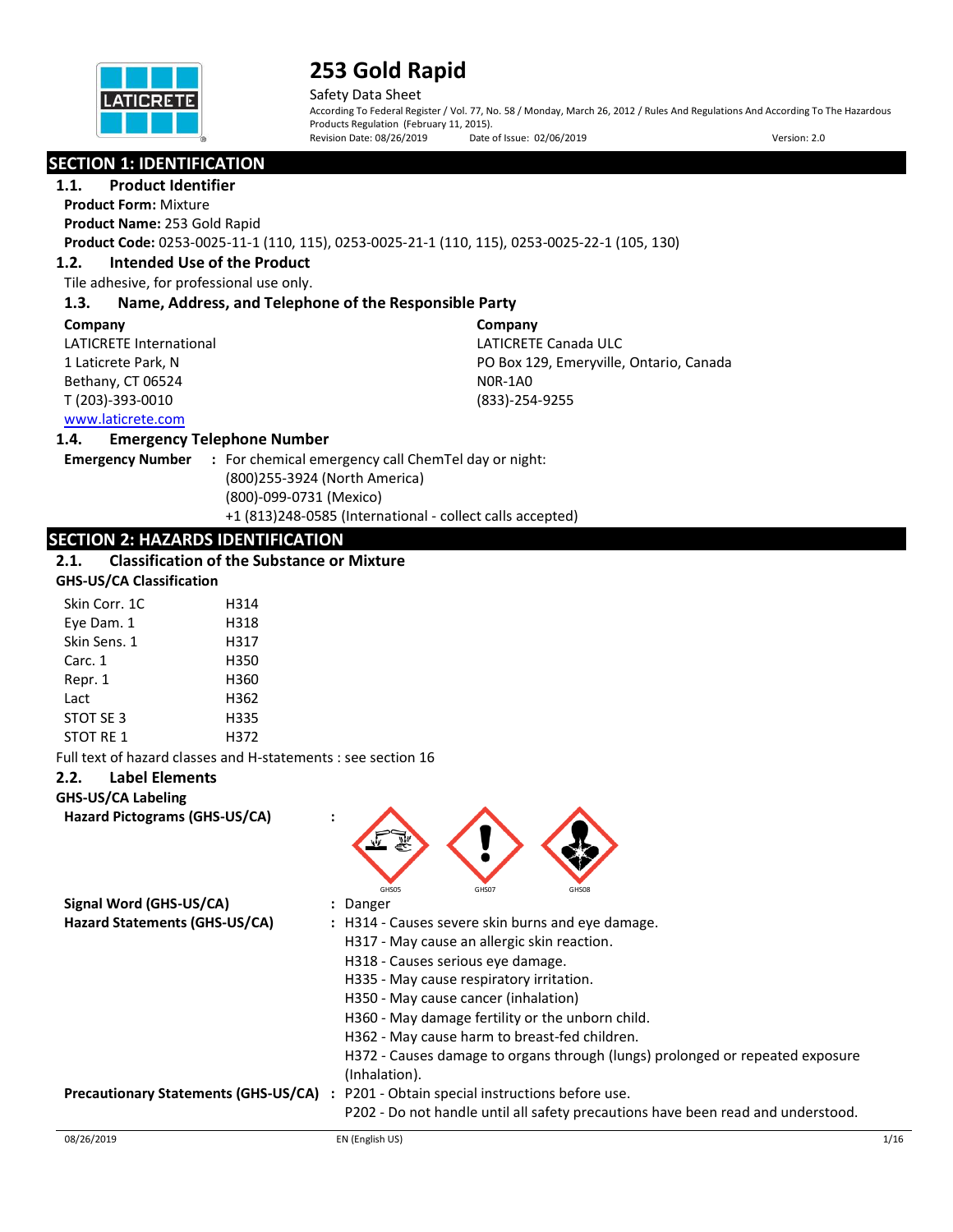# 253 Gold Rapid

Safety Data Sheet

According To Federal Register / Vol. 77, No. 58 / Monday, March 26, 2012 / Rules And Regulations And According To The Hazardous Products Regulation (February 11, 2015).

Revision Date: 08/26/2019 Date of Issue: 02/06/2019 Version: 2.0

## SECTION 1: IDENTIFICATION

### 1.1. Product Identifier

**Product Form:** Mixture

**Product Name:** 253 Gold Rapid

**Product Code:** 0253-0025-11-1 (110, 115), 0253-0025-21-1 (110, 115), 0253-0025-22-1 (105, 130)

### 1.2. Intended Use of the Product

Tile adhesive, for professional use only.

### 1.3. Name, Address, and Telephone of the Responsible Party

**Company**
LATICRETE International
1 Laticrete Park, N
Bethany, CT 06524
T (203)-393-0010
www.laticrete.com

**Company**
LATICRETE Canada ULC
PO Box 129, Emeryville, Ontario, Canada
N0R-1A0
(833)-254-9255

### 1.4. Emergency Telephone Number

**Emergency Number** : For chemical emergency call ChemTel day or night:
(800)255-3924 (North America)
(800)-099-0731 (Mexico)
+1 (813)248-0585 (International - collect calls accepted)

## SECTION 2: HAZARDS IDENTIFICATION

### 2.1. Classification of the Substance or Mixture

**GHS-US/CA Classification**

| | |
|---|---|
| Skin Corr. 1C | H314 |
| Eye Dam. 1 | H318 |
| Skin Sens. 1 | H317 |
| Carc. 1 | H350 |
| Repr. 1 | H360 |
| Lact | H362 |
| STOT SE 3 | H335 |
| STOT RE 1 | H372 |

Full text of hazard classes and H-statements : see section 16

### 2.2. Label Elements

**GHS-US/CA Labeling**

**Hazard Pictograms (GHS-US/CA)** : GHS05 GHS07 GHS08

**Signal Word (GHS-US/CA)** : Danger

**Hazard Statements (GHS-US/CA)** : H314 - Causes severe skin burns and eye damage.
H317 - May cause an allergic skin reaction.
H318 - Causes serious eye damage.
H335 - May cause respiratory irritation.
H350 - May cause cancer (inhalation)
H360 - May damage fertility or the unborn child.
H362 - May cause harm to breast-fed children.
H372 - Causes damage to organs through (lungs) prolonged or repeated exposure (Inhalation).

**Precautionary Statements (GHS-US/CA)** : P201 - Obtain special instructions before use.
P202 - Do not handle until all safety precautions have been read and understood.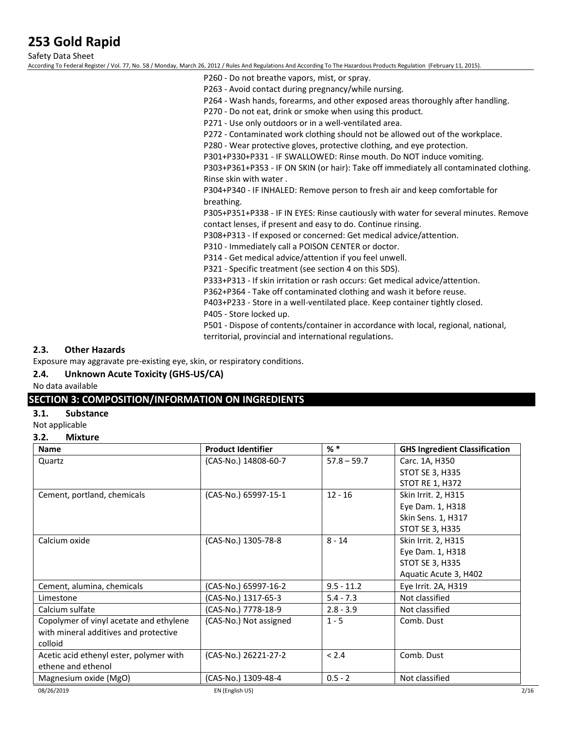P260 - Do not breathe vapors, mist, or spray.
P263 - Avoid contact during pregnancy/while nursing.
P264 - Wash hands, forearms, and other exposed areas thoroughly after handling.
P270 - Do not eat, drink or smoke when using this product.
P271 - Use only outdoors or in a well-ventilated area.
P272 - Contaminated work clothing should not be allowed out of the workplace.
P280 - Wear protective gloves, protective clothing, and eye protection.
P301+P330+P331 - IF SWALLOWED: Rinse mouth. Do NOT induce vomiting.
P303+P361+P353 - IF ON SKIN (or hair): Take off immediately all contaminated clothing. Rinse skin with water .
P304+P340 - IF INHALED: Remove person to fresh air and keep comfortable for breathing.
P305+P351+P338 - IF IN EYES: Rinse cautiously with water for several minutes. Remove contact lenses, if present and easy to do. Continue rinsing.
P308+P313 - If exposed or concerned: Get medical advice/attention.
P310 - Immediately call a POISON CENTER or doctor.
P314 - Get medical advice/attention if you feel unwell.
P321 - Specific treatment (see section 4 on this SDS).
P333+P313 - If skin irritation or rash occurs: Get medical advice/attention.
P362+P364 - Take off contaminated clothing and wash it before reuse.
P403+P233 - Store in a well-ventilated place. Keep container tightly closed.
P405 - Store locked up.
P501 - Dispose of contents/container in accordance with local, regional, national, territorial, provincial and international regulations.

### 2.3. Other Hazards

Exposure may aggravate pre-existing eye, skin, or respiratory conditions.

### 2.4. Unknown Acute Toxicity (GHS-US/CA)

No data available

## SECTION 3: COMPOSITION/INFORMATION ON INGREDIENTS

### 3.1. Substance

Not applicable

### 3.2. Mixture

| Name | Product Identifier | % * | GHS Ingredient Classification |
|---|---|---|---|
| Quartz | (CAS-No.) 14808-60-7 | 57.8 – 59.7 | Carc. 1A, H350<br>STOT SE 3, H335<br>STOT RE 1, H372 |
| Cement, portland, chemicals | (CAS-No.) 65997-15-1 | 12 - 16 | Skin Irrit. 2, H315<br>Eye Dam. 1, H318<br>Skin Sens. 1, H317<br>STOT SE 3, H335 |
| Calcium oxide | (CAS-No.) 1305-78-8 | 8 - 14 | Skin Irrit. 2, H315<br>Eye Dam. 1, H318<br>STOT SE 3, H335<br>Aquatic Acute 3, H402 |
| Cement, alumina, chemicals | (CAS-No.) 65997-16-2 | 9.5 - 11.2 | Eye Irrit. 2A, H319 |
| Limestone | (CAS-No.) 1317-65-3 | 5.4 - 7.3 | Not classified |
| Calcium sulfate | (CAS-No.) 7778-18-9 | 2.8 - 3.9 | Not classified |
| Copolymer of vinyl acetate and ethylene with mineral additives and protective colloid | (CAS-No.) Not assigned | 1 - 5 | Comb. Dust |
| Acetic acid ethenyl ester, polymer with ethene and ethenol | (CAS-No.) 26221-27-2 | < 2.4 | Comb. Dust |
| Magnesium oxide (MgO) | (CAS-No.) 1309-48-4 | 0.5 - 2 | Not classified |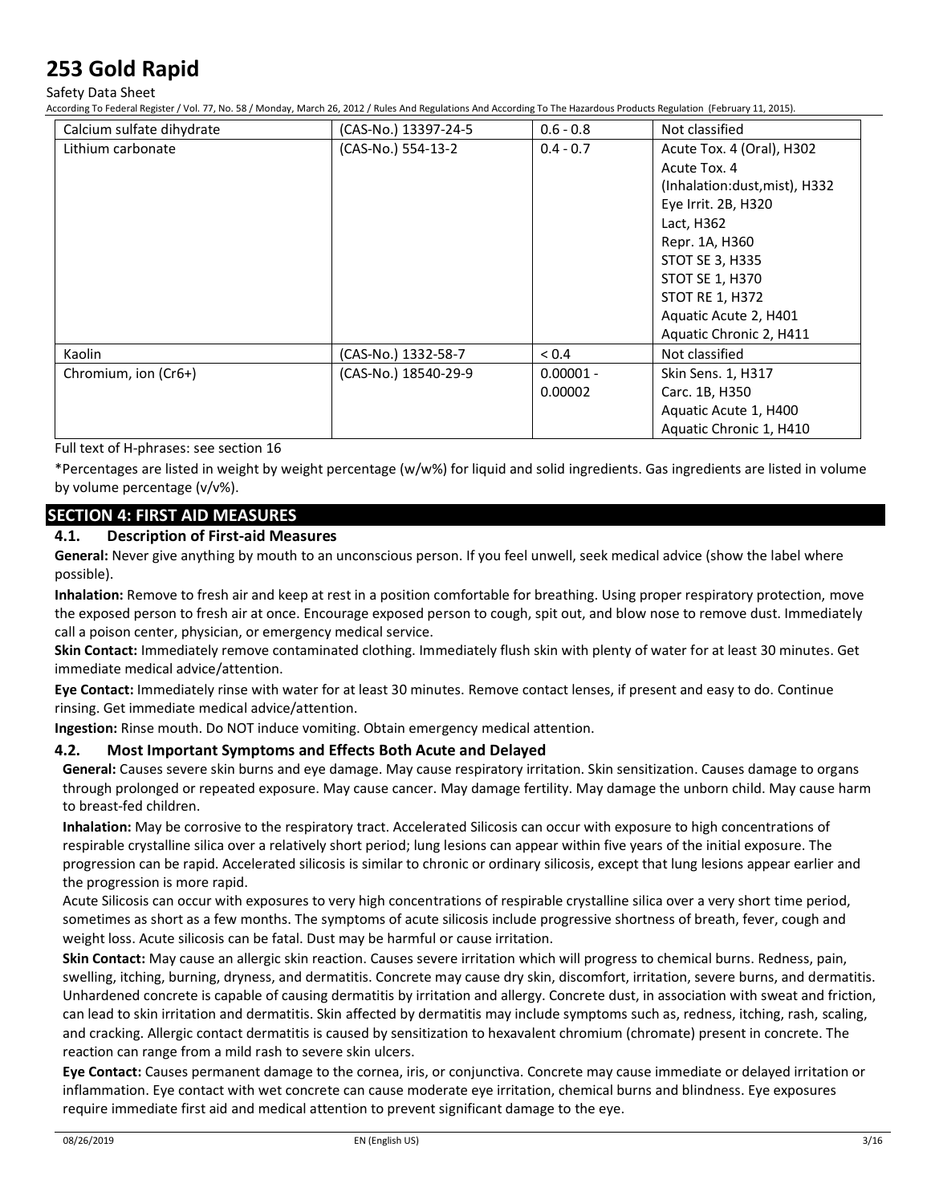| Calcium sulfate dihydrate | (CAS-No.) 13397-24-5 | 0.6 - 0.8 | Not classified |
|---|---|---|---|
| Lithium carbonate | (CAS-No.) 554-13-2 | 0.4 - 0.7 | Acute Tox. 4 (Oral), H302<br>Acute Tox. 4 (Inhalation:dust,mist), H332<br>Eye Irrit. 2B, H320<br>Lact, H362<br>Repr. 1A, H360<br>STOT SE 3, H335<br>STOT SE 1, H370<br>STOT RE 1, H372<br>Aquatic Acute 2, H401<br>Aquatic Chronic 2, H411 |
| Kaolin | (CAS-No.) 1332-58-7 | < 0.4 | Not classified |
| Chromium, ion (Cr6+) | (CAS-No.) 18540-29-9 | 0.00001 - 0.00002 | Skin Sens. 1, H317<br>Carc. 1B, H350<br>Aquatic Acute 1, H400<br>Aquatic Chronic 1, H410 |

Full text of H-phrases: see section 16

*Percentages are listed in weight by weight percentage (w/w%) for liquid and solid ingredients. Gas ingredients are listed in volume by volume percentage (v/v%).

## SECTION 4: FIRST AID MEASURES

### 4.1. Description of First-aid Measures

**General:** Never give anything by mouth to an unconscious person. If you feel unwell, seek medical advice (show the label where possible).

**Inhalation:** Remove to fresh air and keep at rest in a position comfortable for breathing. Using proper respiratory protection, move the exposed person to fresh air at once. Encourage exposed person to cough, spit out, and blow nose to remove dust. Immediately call a poison center, physician, or emergency medical service.

**Skin Contact:** Immediately remove contaminated clothing. Immediately flush skin with plenty of water for at least 30 minutes. Get immediate medical advice/attention.

**Eye Contact:** Immediately rinse with water for at least 30 minutes. Remove contact lenses, if present and easy to do. Continue rinsing. Get immediate medical advice/attention.

**Ingestion:** Rinse mouth. Do NOT induce vomiting. Obtain emergency medical attention.

### 4.2. Most Important Symptoms and Effects Both Acute and Delayed

**General:** Causes severe skin burns and eye damage. May cause respiratory irritation. Skin sensitization. Causes damage to organs through prolonged or repeated exposure. May cause cancer. May damage fertility. May damage the unborn child. May cause harm to breast-fed children.

**Inhalation:** May be corrosive to the respiratory tract. Accelerated Silicosis can occur with exposure to high concentrations of respirable crystalline silica over a relatively short period; lung lesions can appear within five years of the initial exposure. The progression can be rapid. Accelerated silicosis is similar to chronic or ordinary silicosis, except that lung lesions appear earlier and the progression is more rapid.

Acute Silicosis can occur with exposures to very high concentrations of respirable crystalline silica over a very short time period, sometimes as short as a few months. The symptoms of acute silicosis include progressive shortness of breath, fever, cough and weight loss. Acute silicosis can be fatal. Dust may be harmful or cause irritation.

**Skin Contact:** May cause an allergic skin reaction. Causes severe irritation which will progress to chemical burns. Redness, pain, swelling, itching, burning, dryness, and dermatitis. Concrete may cause dry skin, discomfort, irritation, severe burns, and dermatitis. Unhardened concrete is capable of causing dermatitis by irritation and allergy. Concrete dust, in association with sweat and friction, can lead to skin irritation and dermatitis. Skin affected by dermatitis may include symptoms such as, redness, itching, rash, scaling, and cracking. Allergic contact dermatitis is caused by sensitization to hexavalent chromium (chromate) present in concrete. The reaction can range from a mild rash to severe skin ulcers.

**Eye Contact:** Causes permanent damage to the cornea, iris, or conjunctiva. Concrete may cause immediate or delayed irritation or inflammation. Eye contact with wet concrete can cause moderate eye irritation, chemical burns and blindness. Eye exposures require immediate first aid and medical attention to prevent significant damage to the eye.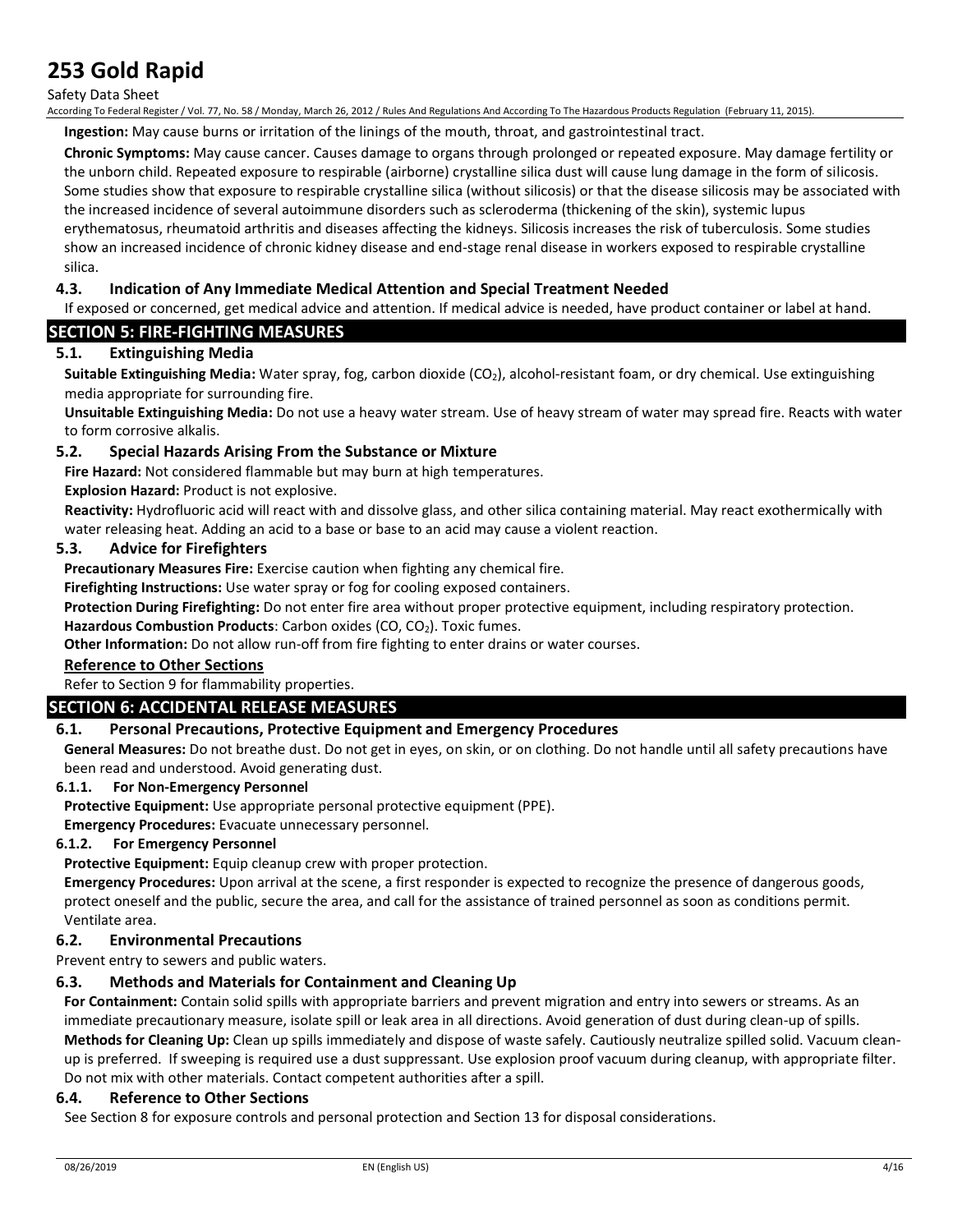**Ingestion:** May cause burns or irritation of the linings of the mouth, throat, and gastrointestinal tract.

**Chronic Symptoms:** May cause cancer. Causes damage to organs through prolonged or repeated exposure. May damage fertility or the unborn child. Repeated exposure to respirable (airborne) crystalline silica dust will cause lung damage in the form of silicosis. Some studies show that exposure to respirable crystalline silica (without silicosis) or that the disease silicosis may be associated with the increased incidence of several autoimmune disorders such as scleroderma (thickening of the skin), systemic lupus erythematosus, rheumatoid arthritis and diseases affecting the kidneys. Silicosis increases the risk of tuberculosis. Some studies show an increased incidence of chronic kidney disease and end-stage renal disease in workers exposed to respirable crystalline silica.

### 4.3. Indication of Any Immediate Medical Attention and Special Treatment Needed

If exposed or concerned, get medical advice and attention. If medical advice is needed, have product container or label at hand.

## SECTION 5: FIRE-FIGHTING MEASURES

### 5.1. Extinguishing Media

**Suitable Extinguishing Media:** Water spray, fog, carbon dioxide ($CO_2$), alcohol-resistant foam, or dry chemical. Use extinguishing media appropriate for surrounding fire.

**Unsuitable Extinguishing Media:** Do not use a heavy water stream. Use of heavy stream of water may spread fire. Reacts with water to form corrosive alkalis.

### 5.2. Special Hazards Arising From the Substance or Mixture

**Fire Hazard:** Not considered flammable but may burn at high temperatures.

**Explosion Hazard:** Product is not explosive.

**Reactivity:** Hydrofluoric acid will react with and dissolve glass, and other silica containing material. May react exothermically with water releasing heat. Adding an acid to a base or base to an acid may cause a violent reaction.

### 5.3. Advice for Firefighters

**Precautionary Measures Fire:** Exercise caution when fighting any chemical fire.

**Firefighting Instructions:** Use water spray or fog for cooling exposed containers.

**Protection During Firefighting:** Do not enter fire area without proper protective equipment, including respiratory protection.

**Hazardous Combustion Products**: Carbon oxides (CO, $CO_2$). Toxic fumes.

**Other Information:** Do not allow run-off from fire fighting to enter drains or water courses.

**Reference to Other Sections**

Refer to Section 9 for flammability properties.

## SECTION 6: ACCIDENTAL RELEASE MEASURES

### 6.1. Personal Precautions, Protective Equipment and Emergency Procedures

**General Measures:** Do not breathe dust. Do not get in eyes, on skin, or on clothing. Do not handle until all safety precautions have been read and understood. Avoid generating dust.

#### 6.1.1. For Non-Emergency Personnel

**Protective Equipment:** Use appropriate personal protective equipment (PPE).

**Emergency Procedures:** Evacuate unnecessary personnel.

#### 6.1.2. For Emergency Personnel

**Protective Equipment:** Equip cleanup crew with proper protection.

**Emergency Procedures:** Upon arrival at the scene, a first responder is expected to recognize the presence of dangerous goods, protect oneself and the public, secure the area, and call for the assistance of trained personnel as soon as conditions permit. Ventilate area.

### 6.2. Environmental Precautions

Prevent entry to sewers and public waters.

### 6.3. Methods and Materials for Containment and Cleaning Up

**For Containment:** Contain solid spills with appropriate barriers and prevent migration and entry into sewers or streams. As an immediate precautionary measure, isolate spill or leak area in all directions. Avoid generation of dust during clean-up of spills.

**Methods for Cleaning Up:** Clean up spills immediately and dispose of waste safely. Cautiously neutralize spilled solid. Vacuum clean-up is preferred. If sweeping is required use a dust suppressant. Use explosion proof vacuum during cleanup, with appropriate filter. Do not mix with other materials. Contact competent authorities after a spill.

### 6.4. Reference to Other Sections

See Section 8 for exposure controls and personal protection and Section 13 for disposal considerations.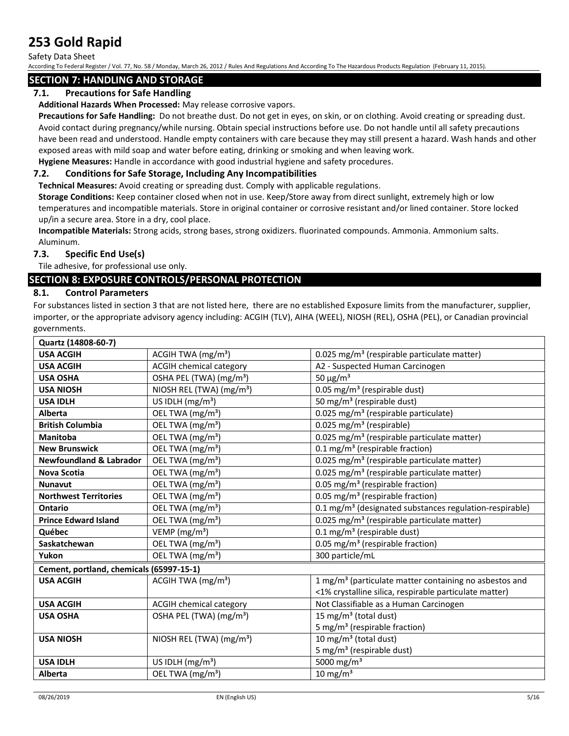## SECTION 7: HANDLING AND STORAGE

### 7.1. Precautions for Safe Handling

**Additional Hazards When Processed:** May release corrosive vapors.

**Precautions for Safe Handling:** Do not breathe dust. Do not get in eyes, on skin, or on clothing. Avoid creating or spreading dust. Avoid contact during pregnancy/while nursing. Obtain special instructions before use. Do not handle until all safety precautions have been read and understood. Handle empty containers with care because they may still present a hazard. Wash hands and other exposed areas with mild soap and water before eating, drinking or smoking and when leaving work.

**Hygiene Measures:** Handle in accordance with good industrial hygiene and safety procedures.

### 7.2. Conditions for Safe Storage, Including Any Incompatibilities

**Technical Measures:** Avoid creating or spreading dust. Comply with applicable regulations.

**Storage Conditions:** Keep container closed when not in use. Keep/Store away from direct sunlight, extremely high or low temperatures and incompatible materials. Store in original container or corrosive resistant and/or lined container. Store locked up/in a secure area. Store in a dry, cool place.

**Incompatible Materials:** Strong acids, strong bases, strong oxidizers. fluorinated compounds. Ammonia. Ammonium salts. Aluminum.

### 7.3. Specific End Use(s)

Tile adhesive, for professional use only.

## SECTION 8: EXPOSURE CONTROLS/PERSONAL PROTECTION

### 8.1. Control Parameters

For substances listed in section 3 that are not listed here, there are no established Exposure limits from the manufacturer, supplier, importer, or the appropriate advisory agency including: ACGIH (TLV), AIHA (WEEL), NIOSH (REL), OSHA (PEL), or Canadian provincial governments.

| **Quartz (14808-60-7)** | | |
|---|---|---|
| **USA ACGIH** | ACGIH TWA (mg/m³) | 0.025 mg/m³ (respirable particulate matter) |
| **USA ACGIH** | ACGIH chemical category | A2 - Suspected Human Carcinogen |
| **USA OSHA** | OSHA PEL (TWA) (mg/m³) | 50 µg/m³ |
| **USA NIOSH** | NIOSH REL (TWA) (mg/m³) | 0.05 mg/m³ (respirable dust) |
| **USA IDLH** | US IDLH (mg/m³) | 50 mg/m³ (respirable dust) |
| **Alberta** | OEL TWA (mg/m³) | 0.025 mg/m³ (respirable particulate) |
| **British Columbia** | OEL TWA (mg/m³) | 0.025 mg/m³ (respirable) |
| **Manitoba** | OEL TWA (mg/m³) | 0.025 mg/m³ (respirable particulate matter) |
| **New Brunswick** | OEL TWA (mg/m³) | 0.1 mg/m³ (respirable fraction) |
| **Newfoundland & Labrador** | OEL TWA (mg/m³) | 0.025 mg/m³ (respirable particulate matter) |
| **Nova Scotia** | OEL TWA (mg/m³) | 0.025 mg/m³ (respirable particulate matter) |
| **Nunavut** | OEL TWA (mg/m³) | 0.05 mg/m³ (respirable fraction) |
| **Northwest Territories** | OEL TWA (mg/m³) | 0.05 mg/m³ (respirable fraction) |
| **Ontario** | OEL TWA (mg/m³) | 0.1 mg/m³ (designated substances regulation-respirable) |
| **Prince Edward Island** | OEL TWA (mg/m³) | 0.025 mg/m³ (respirable particulate matter) |
| **Québec** | VEMP (mg/m³) | 0.1 mg/m³ (respirable dust) |
| **Saskatchewan** | OEL TWA (mg/m³) | 0.05 mg/m³ (respirable fraction) |
| **Yukon** | OEL TWA (mg/m³) | 300 particle/mL |
| **Cement, portland, chemicals (65997-15-1)** | | |
| **USA ACGIH** | ACGIH TWA (mg/m³) | 1 mg/m³ (particulate matter containing no asbestos and <1% crystalline silica, respirable particulate matter) |
| **USA ACGIH** | ACGIH chemical category | Not Classifiable as a Human Carcinogen |
| **USA OSHA** | OSHA PEL (TWA) (mg/m³) | 15 mg/m³ (total dust)<br>5 mg/m³ (respirable fraction) |
| **USA NIOSH** | NIOSH REL (TWA) (mg/m³) | 10 mg/m³ (total dust)<br>5 mg/m³ (respirable dust) |
| **USA IDLH** | US IDLH (mg/m³) | 5000 mg/m³ |
| **Alberta** | OEL TWA (mg/m³) | 10 mg/m³ |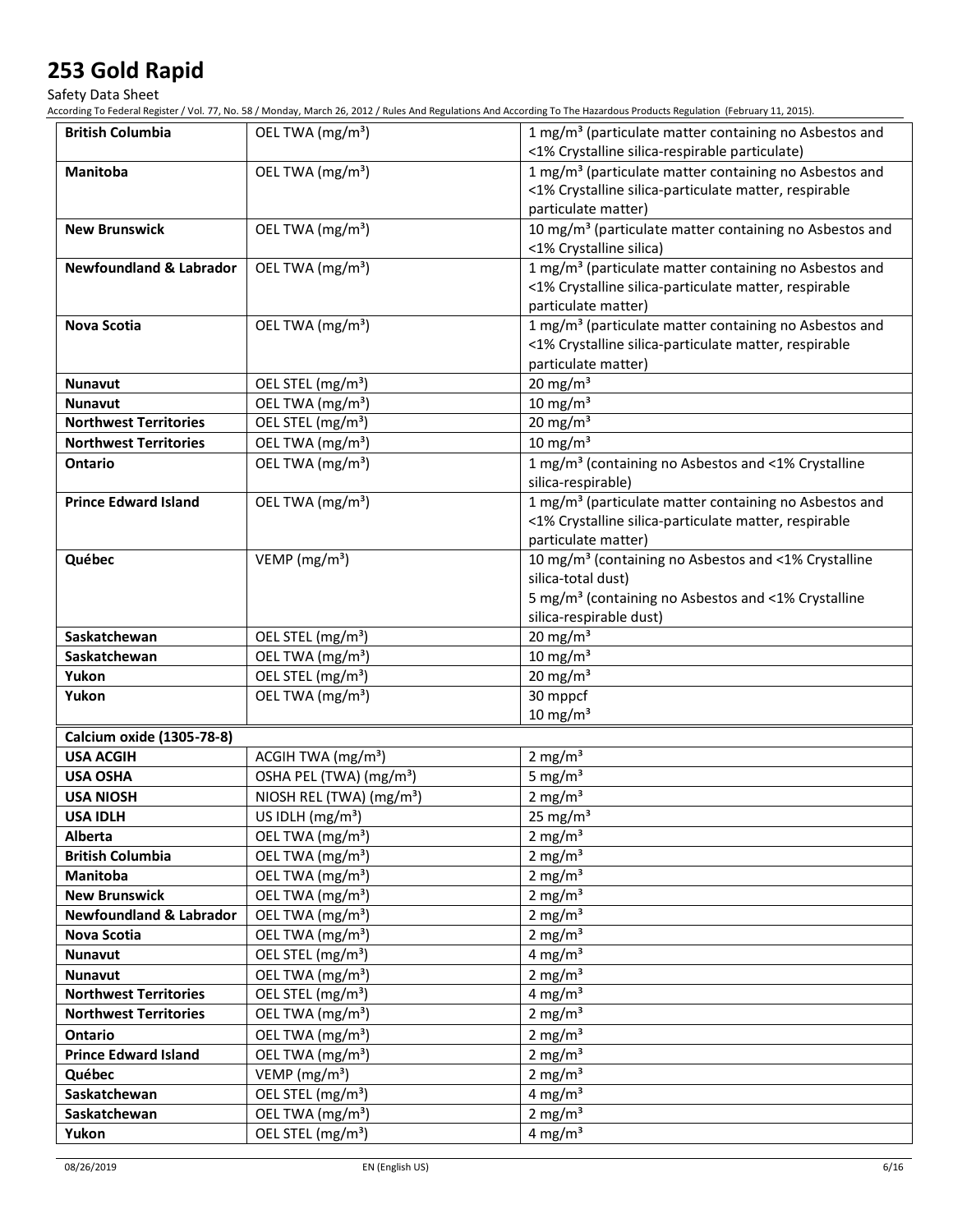| | | |
|---|---|---|
| **British Columbia** | OEL TWA (mg/m³) | 1 mg/m³ (particulate matter containing no Asbestos and <1% Crystalline silica-respirable particulate) |
| **Manitoba** | OEL TWA (mg/m³) | 1 mg/m³ (particulate matter containing no Asbestos and <1% Crystalline silica-particulate matter, respirable particulate matter) |
| **New Brunswick** | OEL TWA (mg/m³) | 10 mg/m³ (particulate matter containing no Asbestos and <1% Crystalline silica) |
| **Newfoundland & Labrador** | OEL TWA (mg/m³) | 1 mg/m³ (particulate matter containing no Asbestos and <1% Crystalline silica-particulate matter, respirable particulate matter) |
| **Nova Scotia** | OEL TWA (mg/m³) | 1 mg/m³ (particulate matter containing no Asbestos and <1% Crystalline silica-particulate matter, respirable particulate matter) |
| **Nunavut** | OEL STEL (mg/m³) | 20 mg/m³ |
| **Nunavut** | OEL TWA (mg/m³) | 10 mg/m³ |
| **Northwest Territories** | OEL STEL (mg/m³) | 20 mg/m³ |
| **Northwest Territories** | OEL TWA (mg/m³) | 10 mg/m³ |
| **Ontario** | OEL TWA (mg/m³) | 1 mg/m³ (containing no Asbestos and <1% Crystalline silica-respirable) |
| **Prince Edward Island** | OEL TWA (mg/m³) | 1 mg/m³ (particulate matter containing no Asbestos and <1% Crystalline silica-particulate matter, respirable particulate matter) |
| **Québec** | VEMP (mg/m³) | 10 mg/m³ (containing no Asbestos and <1% Crystalline silica-total dust)<br>5 mg/m³ (containing no Asbestos and <1% Crystalline silica-respirable dust) |
| **Saskatchewan** | OEL STEL (mg/m³) | 20 mg/m³ |
| **Saskatchewan** | OEL TWA (mg/m³) | 10 mg/m³ |
| **Yukon** | OEL STEL (mg/m³) | 20 mg/m³ |
| **Yukon** | OEL TWA (mg/m³) | 30 mppcf<br>10 mg/m³ |

| **Calcium oxide (1305-78-8)** | | |
|---|---|---|
| **USA ACGIH** | ACGIH TWA (mg/m³) | 2 mg/m³ |
| **USA OSHA** | OSHA PEL (TWA) (mg/m³) | 5 mg/m³ |
| **USA NIOSH** | NIOSH REL (TWA) (mg/m³) | 2 mg/m³ |
| **USA IDLH** | US IDLH (mg/m³) | 25 mg/m³ |
| **Alberta** | OEL TWA (mg/m³) | 2 mg/m³ |
| **British Columbia** | OEL TWA (mg/m³) | 2 mg/m³ |
| **Manitoba** | OEL TWA (mg/m³) | 2 mg/m³ |
| **New Brunswick** | OEL TWA (mg/m³) | 2 mg/m³ |
| **Newfoundland & Labrador** | OEL TWA (mg/m³) | 2 mg/m³ |
| **Nova Scotia** | OEL TWA (mg/m³) | 2 mg/m³ |
| **Nunavut** | OEL STEL (mg/m³) | 4 mg/m³ |
| **Nunavut** | OEL TWA (mg/m³) | 2 mg/m³ |
| **Northwest Territories** | OEL STEL (mg/m³) | 4 mg/m³ |
| **Northwest Territories** | OEL TWA (mg/m³) | 2 mg/m³ |
| **Ontario** | OEL TWA (mg/m³) | 2 mg/m³ |
| **Prince Edward Island** | OEL TWA (mg/m³) | 2 mg/m³ |
| **Québec** | VEMP (mg/m³) | 2 mg/m³ |
| **Saskatchewan** | OEL STEL (mg/m³) | 4 mg/m³ |
| **Saskatchewan** | OEL TWA (mg/m³) | 2 mg/m³ |
| **Yukon** | OEL STEL (mg/m³) | 4 mg/m³ |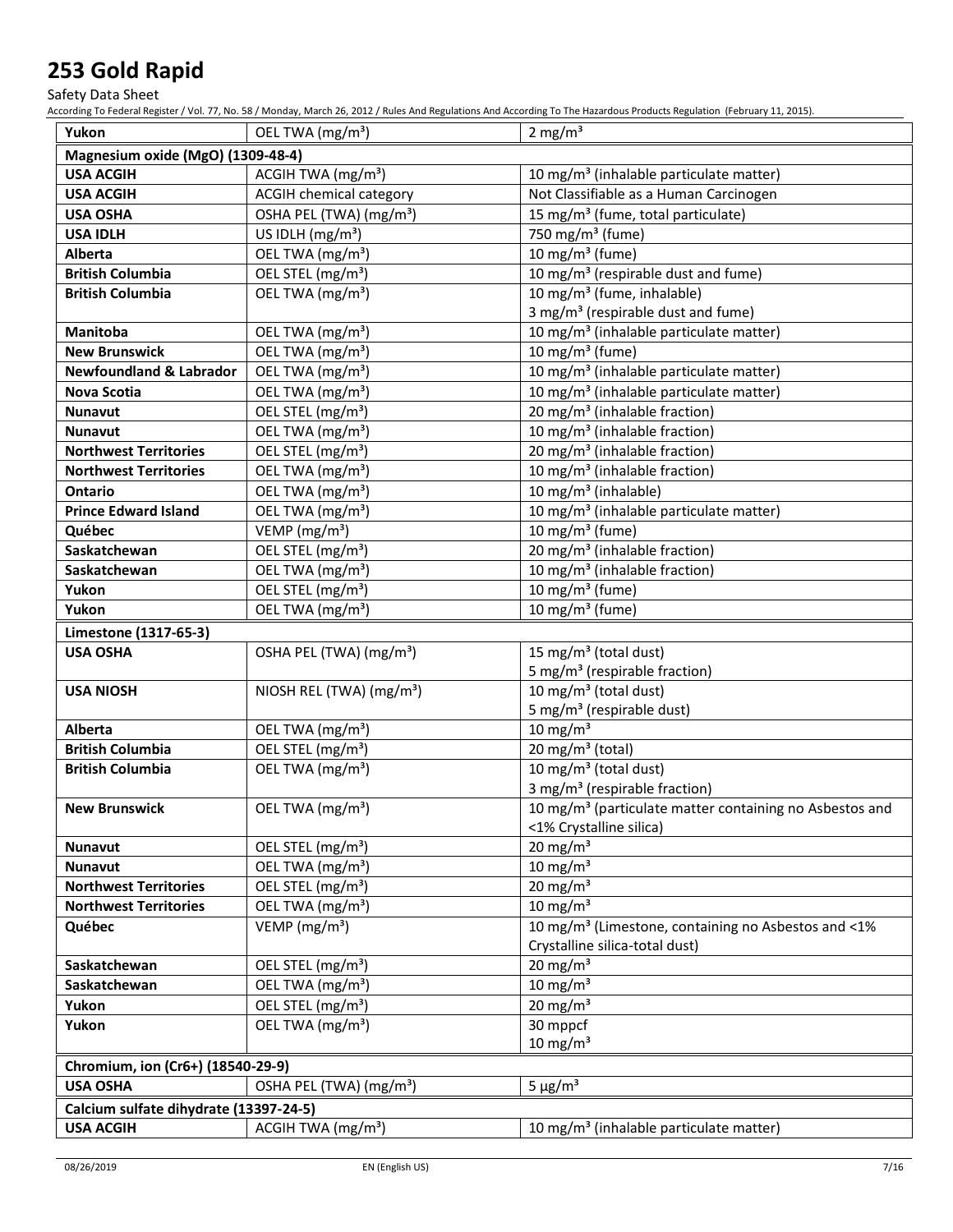| Yukon | OEL TWA (mg/m³) | 2 mg/m³ |
|---|---|---|
| **Magnesium oxide (MgO) (1309-48-4)** | | |
| **USA ACGIH** | ACGIH TWA (mg/m³) | 10 mg/m³ (inhalable particulate matter) |
| **USA ACGIH** | ACGIH chemical category | Not Classifiable as a Human Carcinogen |
| **USA OSHA** | OSHA PEL (TWA) (mg/m³) | 15 mg/m³ (fume, total particulate) |
| **USA IDLH** | US IDLH (mg/m³) | 750 mg/m³ (fume) |
| **Alberta** | OEL TWA (mg/m³) | 10 mg/m³ (fume) |
| **British Columbia** | OEL STEL (mg/m³) | 10 mg/m³ (respirable dust and fume) |
| **British Columbia** | OEL TWA (mg/m³) | 10 mg/m³ (fume, inhalable)<br>3 mg/m³ (respirable dust and fume) |
| **Manitoba** | OEL TWA (mg/m³) | 10 mg/m³ (inhalable particulate matter) |
| **New Brunswick** | OEL TWA (mg/m³) | 10 mg/m³ (fume) |
| **Newfoundland & Labrador** | OEL TWA (mg/m³) | 10 mg/m³ (inhalable particulate matter) |
| **Nova Scotia** | OEL TWA (mg/m³) | 10 mg/m³ (inhalable particulate matter) |
| **Nunavut** | OEL STEL (mg/m³) | 20 mg/m³ (inhalable fraction) |
| **Nunavut** | OEL TWA (mg/m³) | 10 mg/m³ (inhalable fraction) |
| **Northwest Territories** | OEL STEL (mg/m³) | 20 mg/m³ (inhalable fraction) |
| **Northwest Territories** | OEL TWA (mg/m³) | 10 mg/m³ (inhalable fraction) |
| **Ontario** | OEL TWA (mg/m³) | 10 mg/m³ (inhalable) |
| **Prince Edward Island** | OEL TWA (mg/m³) | 10 mg/m³ (inhalable particulate matter) |
| **Québec** | VEMP (mg/m³) | 10 mg/m³ (fume) |
| **Saskatchewan** | OEL STEL (mg/m³) | 20 mg/m³ (inhalable fraction) |
| **Saskatchewan** | OEL TWA (mg/m³) | 10 mg/m³ (inhalable fraction) |
| **Yukon** | OEL STEL (mg/m³) | 10 mg/m³ (fume) |
| **Yukon** | OEL TWA (mg/m³) | 10 mg/m³ (fume) |
| **Limestone (1317-65-3)** | | |
| **USA OSHA** | OSHA PEL (TWA) (mg/m³) | 15 mg/m³ (total dust)<br>5 mg/m³ (respirable fraction) |
| **USA NIOSH** | NIOSH REL (TWA) (mg/m³) | 10 mg/m³ (total dust)<br>5 mg/m³ (respirable dust) |
| **Alberta** | OEL TWA (mg/m³) | 10 mg/m³ |
| **British Columbia** | OEL STEL (mg/m³) | 20 mg/m³ (total) |
| **British Columbia** | OEL TWA (mg/m³) | 10 mg/m³ (total dust)<br>3 mg/m³ (respirable fraction) |
| **New Brunswick** | OEL TWA (mg/m³) | 10 mg/m³ (particulate matter containing no Asbestos and <1% Crystalline silica) |
| **Nunavut** | OEL STEL (mg/m³) | 20 mg/m³ |
| **Nunavut** | OEL TWA (mg/m³) | 10 mg/m³ |
| **Northwest Territories** | OEL STEL (mg/m³) | 20 mg/m³ |
| **Northwest Territories** | OEL TWA (mg/m³) | 10 mg/m³ |
| **Québec** | VEMP (mg/m³) | 10 mg/m³ (Limestone, containing no Asbestos and <1% Crystalline silica-total dust) |
| **Saskatchewan** | OEL STEL (mg/m³) | 20 mg/m³ |
| **Saskatchewan** | OEL TWA (mg/m³) | 10 mg/m³ |
| **Yukon** | OEL STEL (mg/m³) | 20 mg/m³ |
| **Yukon** | OEL TWA (mg/m³) | 30 mppcf<br>10 mg/m³ |
| **Chromium, ion (Cr6+) (18540-29-9)** | | |
| **USA OSHA** | OSHA PEL (TWA) (mg/m³) | 5 µg/m³ |
| **Calcium sulfate dihydrate (13397-24-5)** | | |
| **USA ACGIH** | ACGIH TWA (mg/m³) | 10 mg/m³ (inhalable particulate matter) |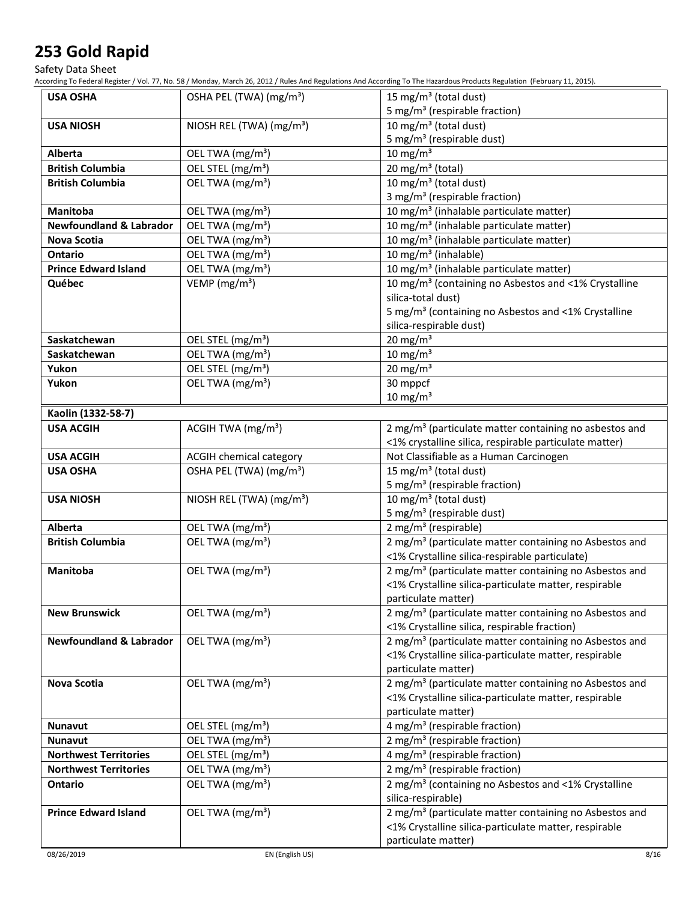# 253 Gold Rapid

Safety Data Sheet

According To Federal Register / Vol. 77, No. 58 / Monday, March 26, 2012 / Rules And Regulations And According To The Hazardous Products Regulation (February 11, 2015).

| | | |
|---|---|---|
| **USA OSHA** | OSHA PEL (TWA) (mg/m³) | 15 mg/m³ (total dust)<br>5 mg/m³ (respirable fraction) |
| **USA NIOSH** | NIOSH REL (TWA) (mg/m³) | 10 mg/m³ (total dust)<br>5 mg/m³ (respirable dust) |
| **Alberta** | OEL TWA (mg/m³) | 10 mg/m³ |
| **British Columbia** | OEL STEL (mg/m³) | 20 mg/m³ (total) |
| **British Columbia** | OEL TWA (mg/m³) | 10 mg/m³ (total dust)<br>3 mg/m³ (respirable fraction) |
| **Manitoba** | OEL TWA (mg/m³) | 10 mg/m³ (inhalable particulate matter) |
| **Newfoundland & Labrador** | OEL TWA (mg/m³) | 10 mg/m³ (inhalable particulate matter) |
| **Nova Scotia** | OEL TWA (mg/m³) | 10 mg/m³ (inhalable particulate matter) |
| **Ontario** | OEL TWA (mg/m³) | 10 mg/m³ (inhalable) |
| **Prince Edward Island** | OEL TWA (mg/m³) | 10 mg/m³ (inhalable particulate matter) |
| **Québec** | VEMP (mg/m³) | 10 mg/m³ (containing no Asbestos and <1% Crystalline silica-total dust)<br>5 mg/m³ (containing no Asbestos and <1% Crystalline silica-respirable dust) |
| **Saskatchewan** | OEL STEL (mg/m³) | 20 mg/m³ |
| **Saskatchewan** | OEL TWA (mg/m³) | 10 mg/m³ |
| **Yukon** | OEL STEL (mg/m³) | 20 mg/m³ |
| **Yukon** | OEL TWA (mg/m³) | 30 mppcf<br>10 mg/m³ |
| **Kaolin (1332-58-7)** | | |
| **USA ACGIH** | ACGIH TWA (mg/m³) | 2 mg/m³ (particulate matter containing no asbestos and <1% crystalline silica, respirable particulate matter) |
| **USA ACGIH** | ACGIH chemical category | Not Classifiable as a Human Carcinogen |
| **USA OSHA** | OSHA PEL (TWA) (mg/m³) | 15 mg/m³ (total dust)<br>5 mg/m³ (respirable fraction) |
| **USA NIOSH** | NIOSH REL (TWA) (mg/m³) | 10 mg/m³ (total dust)<br>5 mg/m³ (respirable dust) |
| **Alberta** | OEL TWA (mg/m³) | 2 mg/m³ (respirable) |
| **British Columbia** | OEL TWA (mg/m³) | 2 mg/m³ (particulate matter containing no Asbestos and <1% Crystalline silica-respirable particulate) |
| **Manitoba** | OEL TWA (mg/m³) | 2 mg/m³ (particulate matter containing no Asbestos and <1% Crystalline silica-particulate matter, respirable particulate matter) |
| **New Brunswick** | OEL TWA (mg/m³) | 2 mg/m³ (particulate matter containing no Asbestos and <1% Crystalline silica, respirable fraction) |
| **Newfoundland & Labrador** | OEL TWA (mg/m³) | 2 mg/m³ (particulate matter containing no Asbestos and <1% Crystalline silica-particulate matter, respirable particulate matter) |
| **Nova Scotia** | OEL TWA (mg/m³) | 2 mg/m³ (particulate matter containing no Asbestos and <1% Crystalline silica-particulate matter, respirable particulate matter) |
| **Nunavut** | OEL STEL (mg/m³) | 4 mg/m³ (respirable fraction) |
| **Nunavut** | OEL TWA (mg/m³) | 2 mg/m³ (respirable fraction) |
| **Northwest Territories** | OEL STEL (mg/m³) | 4 mg/m³ (respirable fraction) |
| **Northwest Territories** | OEL TWA (mg/m³) | 2 mg/m³ (respirable fraction) |
| **Ontario** | OEL TWA (mg/m³) | 2 mg/m³ (containing no Asbestos and <1% Crystalline silica-respirable) |
| **Prince Edward Island** | OEL TWA (mg/m³) | 2 mg/m³ (particulate matter containing no Asbestos and <1% Crystalline silica-particulate matter, respirable particulate matter) |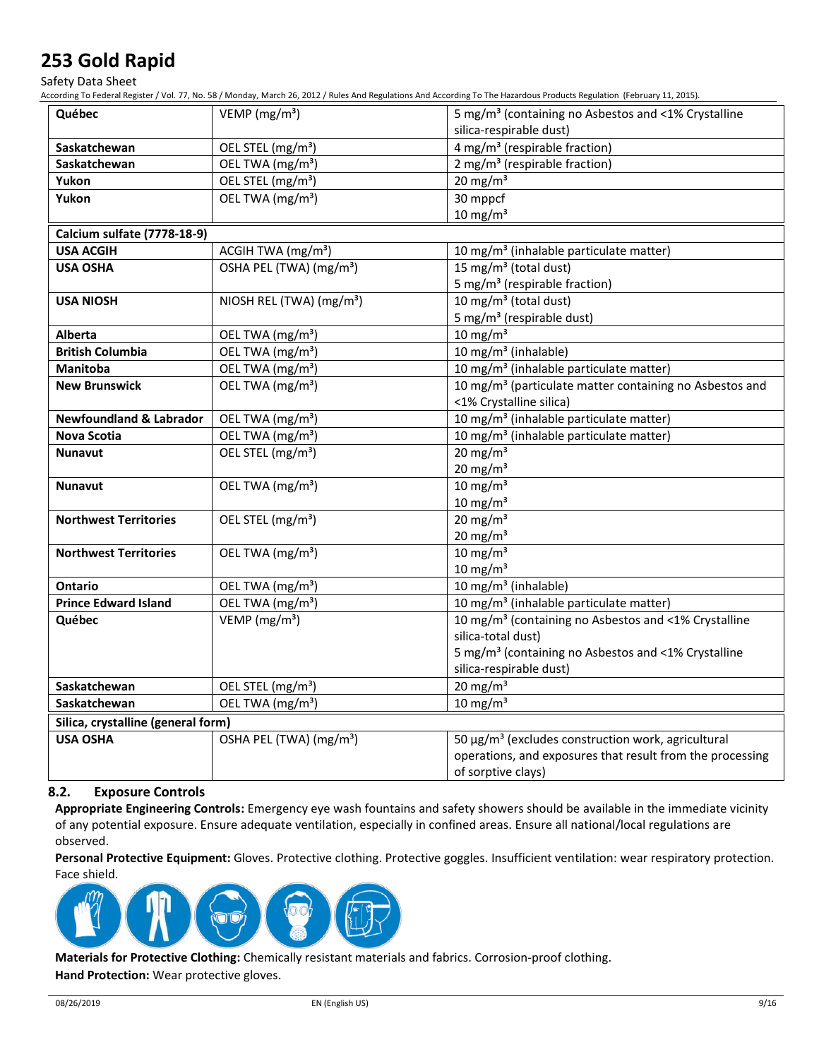| | | |
|---|---|---|
| **Québec** | VEMP (mg/m³) | 5 mg/m³ (containing no Asbestos and <1% Crystalline silica-respirable dust) |
| **Saskatchewan** | OEL STEL (mg/m³) | 4 mg/m³ (respirable fraction) |
| **Saskatchewan** | OEL TWA (mg/m³) | 2 mg/m³ (respirable fraction) |
| **Yukon** | OEL STEL (mg/m³) | 20 mg/m³ |
| **Yukon** | OEL TWA (mg/m³) | 30 mppcf<br>10 mg/m³ |
| **Calcium sulfate (7778-18-9)** | | |
| **USA ACGIH** | ACGIH TWA (mg/m³) | 10 mg/m³ (inhalable particulate matter) |
| **USA OSHA** | OSHA PEL (TWA) (mg/m³) | 15 mg/m³ (total dust)<br>5 mg/m³ (respirable fraction) |
| **USA NIOSH** | NIOSH REL (TWA) (mg/m³) | 10 mg/m³ (total dust)<br>5 mg/m³ (respirable dust) |
| **Alberta** | OEL TWA (mg/m³) | 10 mg/m³ |
| **British Columbia** | OEL TWA (mg/m³) | 10 mg/m³ (inhalable) |
| **Manitoba** | OEL TWA (mg/m³) | 10 mg/m³ (inhalable particulate matter) |
| **New Brunswick** | OEL TWA (mg/m³) | 10 mg/m³ (particulate matter containing no Asbestos and <1% Crystalline silica) |
| **Newfoundland & Labrador** | OEL TWA (mg/m³) | 10 mg/m³ (inhalable particulate matter) |
| **Nova Scotia** | OEL TWA (mg/m³) | 10 mg/m³ (inhalable particulate matter) |
| **Nunavut** | OEL STEL (mg/m³) | 20 mg/m³<br>20 mg/m³ |
| **Nunavut** | OEL TWA (mg/m³) | 10 mg/m³<br>10 mg/m³ |
| **Northwest Territories** | OEL STEL (mg/m³) | 20 mg/m³<br>20 mg/m³ |
| **Northwest Territories** | OEL TWA (mg/m³) | 10 mg/m³<br>10 mg/m³ |
| **Ontario** | OEL TWA (mg/m³) | 10 mg/m³ (inhalable) |
| **Prince Edward Island** | OEL TWA (mg/m³) | 10 mg/m³ (inhalable particulate matter) |
| **Québec** | VEMP (mg/m³) | 10 mg/m³ (containing no Asbestos and <1% Crystalline silica-total dust)<br>5 mg/m³ (containing no Asbestos and <1% Crystalline silica-respirable dust) |
| **Saskatchewan** | OEL STEL (mg/m³) | 20 mg/m³ |
| **Saskatchewan** | OEL TWA (mg/m³) | 10 mg/m³ |
| **Silica, crystalline (general form)** | | |
| **USA OSHA** | OSHA PEL (TWA) (mg/m³) | 50 µg/m³ (excludes construction work, agricultural operations, and exposures that result from the processing of sorptive clays) |

## 8.2. Exposure Controls

**Appropriate Engineering Controls:** Emergency eye wash fountains and safety showers should be available in the immediate vicinity of any potential exposure. Ensure adequate ventilation, especially in confined areas. Ensure all national/local regulations are observed.

**Personal Protective Equipment:** Gloves. Protective clothing. Protective goggles. Insufficient ventilation: wear respiratory protection. Face shield.

**Materials for Protective Clothing:** Chemically resistant materials and fabrics. Corrosion-proof clothing.

**Hand Protection:** Wear protective gloves.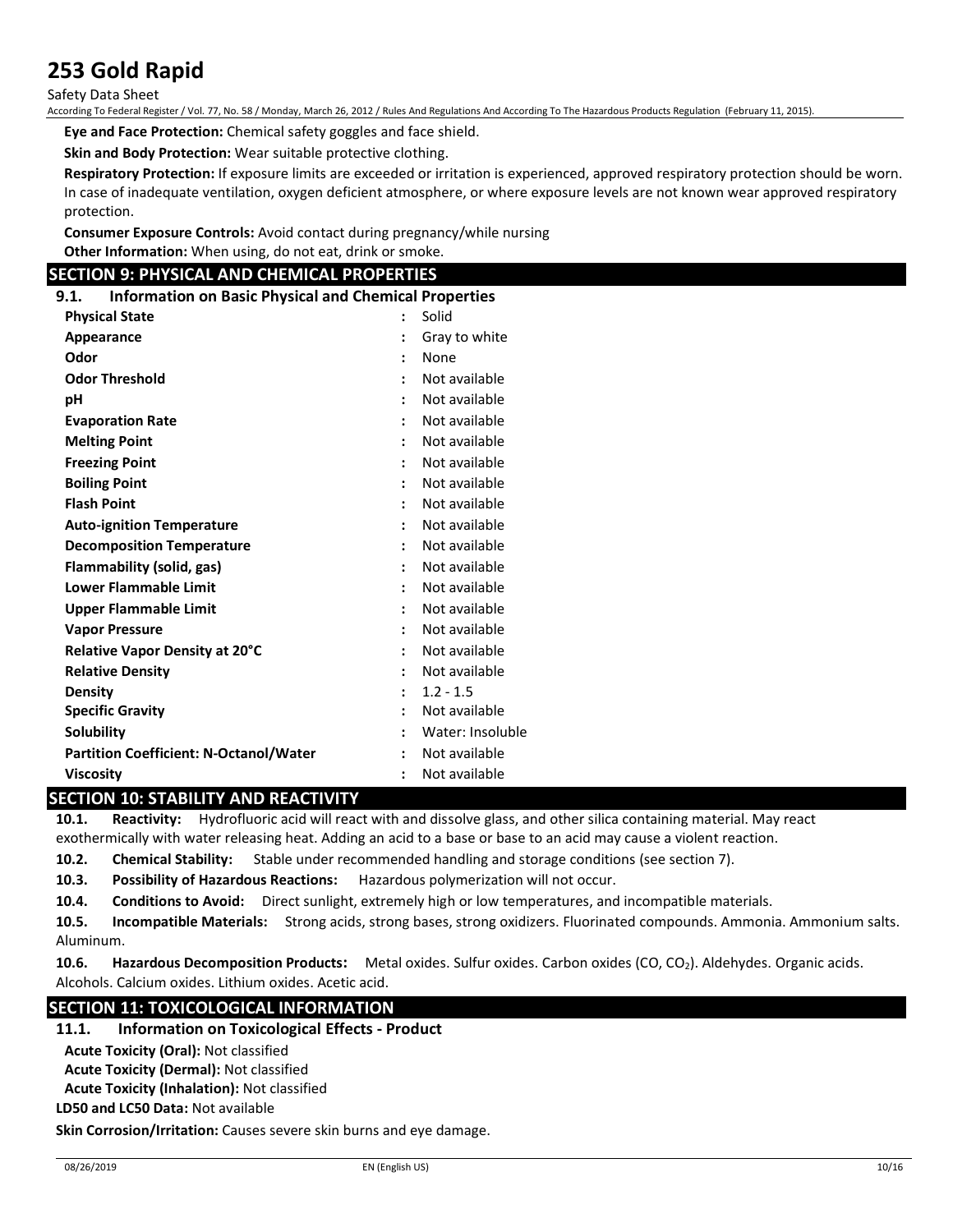**Eye and Face Protection:** Chemical safety goggles and face shield.

**Skin and Body Protection:** Wear suitable protective clothing.

**Respiratory Protection:** If exposure limits are exceeded or irritation is experienced, approved respiratory protection should be worn. In case of inadequate ventilation, oxygen deficient atmosphere, or where exposure levels are not known wear approved respiratory protection.

**Consumer Exposure Controls:** Avoid contact during pregnancy/while nursing

**Other Information:** When using, do not eat, drink or smoke.

## SECTION 9: PHYSICAL AND CHEMICAL PROPERTIES

### 9.1. Information on Basic Physical and Chemical Properties

| Property | Value |
|---|---|
| **Physical State** | Solid |
| **Appearance** | Gray to white |
| **Odor** | None |
| **Odor Threshold** | Not available |
| **pH** | Not available |
| **Evaporation Rate** | Not available |
| **Melting Point** | Not available |
| **Freezing Point** | Not available |
| **Boiling Point** | Not available |
| **Flash Point** | Not available |
| **Auto-ignition Temperature** | Not available |
| **Decomposition Temperature** | Not available |
| **Flammability (solid, gas)** | Not available |
| **Lower Flammable Limit** | Not available |
| **Upper Flammable Limit** | Not available |
| **Vapor Pressure** | Not available |
| **Relative Vapor Density at 20°C** | Not available |
| **Relative Density** | Not available |
| **Density** | 1.2 - 1.5 |
| **Specific Gravity** | Not available |
| **Solubility** | Water: Insoluble |
| **Partition Coefficient: N-Octanol/Water** | Not available |
| **Viscosity** | Not available |

## SECTION 10: STABILITY AND REACTIVITY

**10.1. Reactivity:** Hydrofluoric acid will react with and dissolve glass, and other silica containing material. May react exothermically with water releasing heat. Adding an acid to a base or base to an acid may cause a violent reaction.

**10.2. Chemical Stability:** Stable under recommended handling and storage conditions (see section 7).

**10.3. Possibility of Hazardous Reactions:** Hazardous polymerization will not occur.

**10.4. Conditions to Avoid:** Direct sunlight, extremely high or low temperatures, and incompatible materials.

**10.5. Incompatible Materials:** Strong acids, strong bases, strong oxidizers. Fluorinated compounds. Ammonia. Ammonium salts. Aluminum.

**10.6. Hazardous Decomposition Products:** Metal oxides. Sulfur oxides. Carbon oxides (CO, $CO_2$). Aldehydes. Organic acids. Alcohols. Calcium oxides. Lithium oxides. Acetic acid.

## SECTION 11: TOXICOLOGICAL INFORMATION

### 11.1. Information on Toxicological Effects - Product

**Acute Toxicity (Oral):** Not classified

**Acute Toxicity (Dermal):** Not classified

**Acute Toxicity (Inhalation):** Not classified

**LD50 and LC50 Data:** Not available

**Skin Corrosion/Irritation:** Causes severe skin burns and eye damage.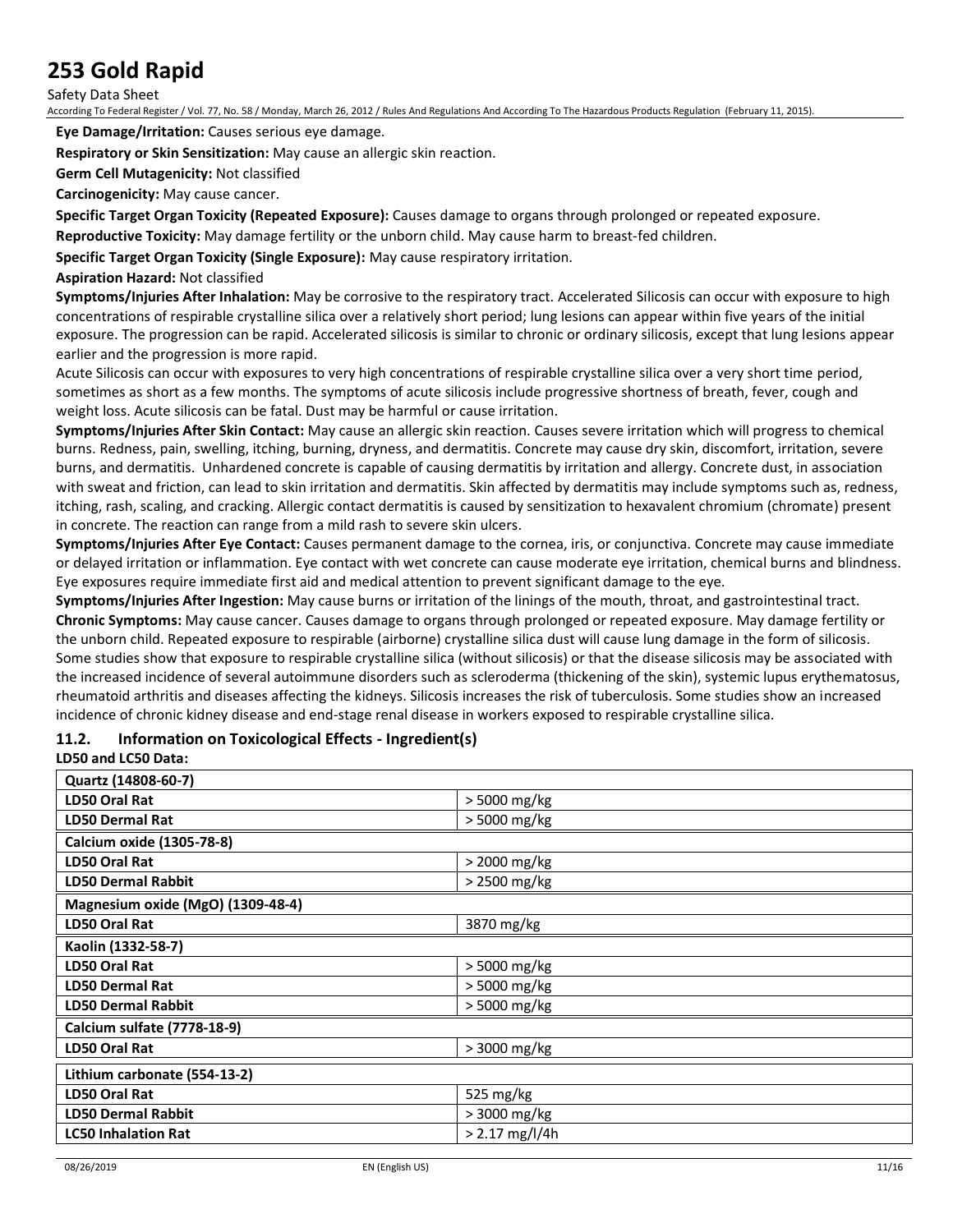**Eye Damage/Irritation:** Causes serious eye damage.

**Respiratory or Skin Sensitization:** May cause an allergic skin reaction.

**Germ Cell Mutagenicity:** Not classified

**Carcinogenicity:** May cause cancer.

**Specific Target Organ Toxicity (Repeated Exposure):** Causes damage to organs through prolonged or repeated exposure.

**Reproductive Toxicity:** May damage fertility or the unborn child. May cause harm to breast-fed children.

**Specific Target Organ Toxicity (Single Exposure):** May cause respiratory irritation.

**Aspiration Hazard:** Not classified

**Symptoms/Injuries After Inhalation:** May be corrosive to the respiratory tract. Accelerated Silicosis can occur with exposure to high concentrations of respirable crystalline silica over a relatively short period; lung lesions can appear within five years of the initial exposure. The progression can be rapid. Accelerated silicosis is similar to chronic or ordinary silicosis, except that lung lesions appear earlier and the progression is more rapid.

Acute Silicosis can occur with exposures to very high concentrations of respirable crystalline silica over a very short time period, sometimes as short as a few months. The symptoms of acute silicosis include progressive shortness of breath, fever, cough and weight loss. Acute silicosis can be fatal. Dust may be harmful or cause irritation.

**Symptoms/Injuries After Skin Contact:** May cause an allergic skin reaction. Causes severe irritation which will progress to chemical burns. Redness, pain, swelling, itching, burning, dryness, and dermatitis. Concrete may cause dry skin, discomfort, irritation, severe burns, and dermatitis. Unhardened concrete is capable of causing dermatitis by irritation and allergy. Concrete dust, in association with sweat and friction, can lead to skin irritation and dermatitis. Skin affected by dermatitis may include symptoms such as, redness, itching, rash, scaling, and cracking. Allergic contact dermatitis is caused by sensitization to hexavalent chromium (chromate) present in concrete. The reaction can range from a mild rash to severe skin ulcers.

**Symptoms/Injuries After Eye Contact:** Causes permanent damage to the cornea, iris, or conjunctiva. Concrete may cause immediate or delayed irritation or inflammation. Eye contact with wet concrete can cause moderate eye irritation, chemical burns and blindness. Eye exposures require immediate first aid and medical attention to prevent significant damage to the eye.

**Symptoms/Injuries After Ingestion:** May cause burns or irritation of the linings of the mouth, throat, and gastrointestinal tract.

**Chronic Symptoms:** May cause cancer. Causes damage to organs through prolonged or repeated exposure. May damage fertility or the unborn child. Repeated exposure to respirable (airborne) crystalline silica dust will cause lung damage in the form of silicosis. Some studies show that exposure to respirable crystalline silica (without silicosis) or that the disease silicosis may be associated with the increased incidence of several autoimmune disorders such as scleroderma (thickening of the skin), systemic lupus erythematosus, rheumatoid arthritis and diseases affecting the kidneys. Silicosis increases the risk of tuberculosis. Some studies show an increased incidence of chronic kidney disease and end-stage renal disease in workers exposed to respirable crystalline silica.

## 11.2. Information on Toxicological Effects - Ingredient(s)

**LD50 and LC50 Data:**

| **Quartz (14808-60-7)** | |
|---|---|
| **LD50 Oral Rat** | > 5000 mg/kg |
| **LD50 Dermal Rat** | > 5000 mg/kg |
| **Calcium oxide (1305-78-8)** | |
| **LD50 Oral Rat** | > 2000 mg/kg |
| **LD50 Dermal Rabbit** | > 2500 mg/kg |
| **Magnesium oxide (MgO) (1309-48-4)** | |
| **LD50 Oral Rat** | 3870 mg/kg |
| **Kaolin (1332-58-7)** | |
| **LD50 Oral Rat** | > 5000 mg/kg |
| **LD50 Dermal Rat** | > 5000 mg/kg |
| **LD50 Dermal Rabbit** | > 5000 mg/kg |
| **Calcium sulfate (7778-18-9)** | |
| **LD50 Oral Rat** | > 3000 mg/kg |
| **Lithium carbonate (554-13-2)** | |
| **LD50 Oral Rat** | 525 mg/kg |
| **LD50 Dermal Rabbit** | > 3000 mg/kg |
| **LC50 Inhalation Rat** | > 2.17 mg/l/4h |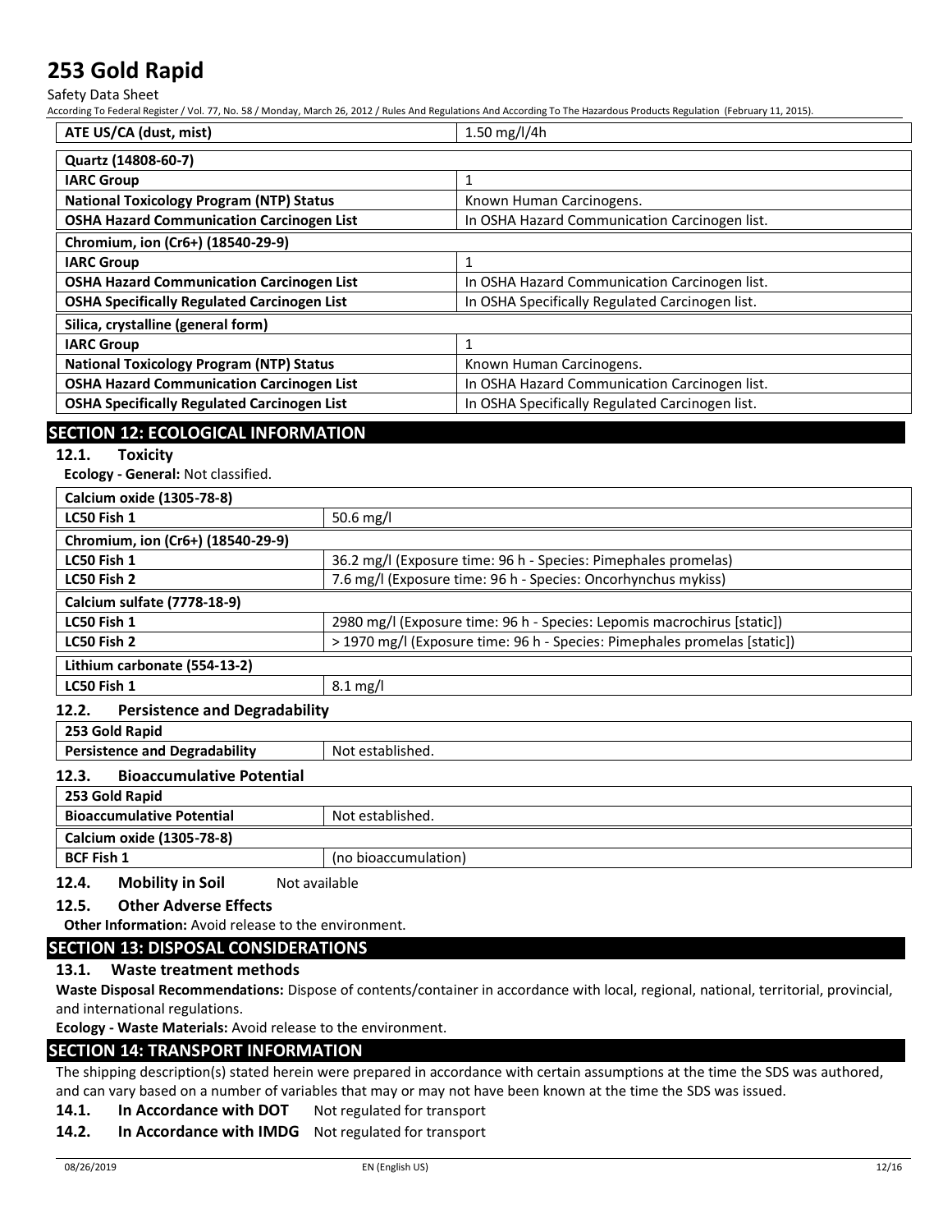| ATE US/CA (dust, mist) | 1.50 mg/l/4h |
|---|---|

| Quartz (14808-60-7) | |
|---|---|
| IARC Group | 1 |
| National Toxicology Program (NTP) Status | Known Human Carcinogens. |
| OSHA Hazard Communication Carcinogen List | In OSHA Hazard Communication Carcinogen list. |

| Chromium, ion (Cr6+) (18540-29-9) | |
|---|---|
| IARC Group | 1 |
| OSHA Hazard Communication Carcinogen List | In OSHA Hazard Communication Carcinogen list. |
| OSHA Specifically Regulated Carcinogen List | In OSHA Specifically Regulated Carcinogen list. |

| Silica, crystalline (general form) | |
|---|---|
| IARC Group | 1 |
| National Toxicology Program (NTP) Status | Known Human Carcinogens. |
| OSHA Hazard Communication Carcinogen List | In OSHA Hazard Communication Carcinogen list. |
| OSHA Specifically Regulated Carcinogen List | In OSHA Specifically Regulated Carcinogen list. |

## SECTION 12: ECOLOGICAL INFORMATION

### 12.1. Toxicity

**Ecology - General:** Not classified.

| Calcium oxide (1305-78-8) | |
|---|---|
| LC50 Fish 1 | 50.6 mg/l |

| Chromium, ion (Cr6+) (18540-29-9) | |
|---|---|
| LC50 Fish 1 | 36.2 mg/l (Exposure time: 96 h - Species: Pimephales promelas) |
| LC50 Fish 2 | 7.6 mg/l (Exposure time: 96 h - Species: Oncorhynchus mykiss) |

| Calcium sulfate (7778-18-9) | |
|---|---|
| LC50 Fish 1 | 2980 mg/l (Exposure time: 96 h - Species: Lepomis macrochirus [static]) |
| LC50 Fish 2 | > 1970 mg/l (Exposure time: 96 h - Species: Pimephales promelas [static]) |

| Lithium carbonate (554-13-2) | |
|---|---|
| LC50 Fish 1 | 8.1 mg/l |

### 12.2. Persistence and Degradability

| 253 Gold Rapid | |
|---|---|
| Persistence and Degradability | Not established. |

### 12.3. Bioaccumulative Potential

| 253 Gold Rapid | |
|---|---|
| Bioaccumulative Potential | Not established. |

| Calcium oxide (1305-78-8) | |
|---|---|
| BCF Fish 1 | (no bioaccumulation) |

### 12.4. Mobility in Soil

Not available

### 12.5. Other Adverse Effects

**Other Information:** Avoid release to the environment.

## SECTION 13: DISPOSAL CONSIDERATIONS

### 13.1. Waste treatment methods

**Waste Disposal Recommendations:** Dispose of contents/container in accordance with local, regional, national, territorial, provincial, and international regulations.

**Ecology - Waste Materials:** Avoid release to the environment.

## SECTION 14: TRANSPORT INFORMATION

The shipping description(s) stated herein were prepared in accordance with certain assumptions at the time the SDS was authored, and can vary based on a number of variables that may or may not have been known at the time the SDS was issued.

**14.1. In Accordance with DOT** Not regulated for transport

**14.2. In Accordance with IMDG** Not regulated for transport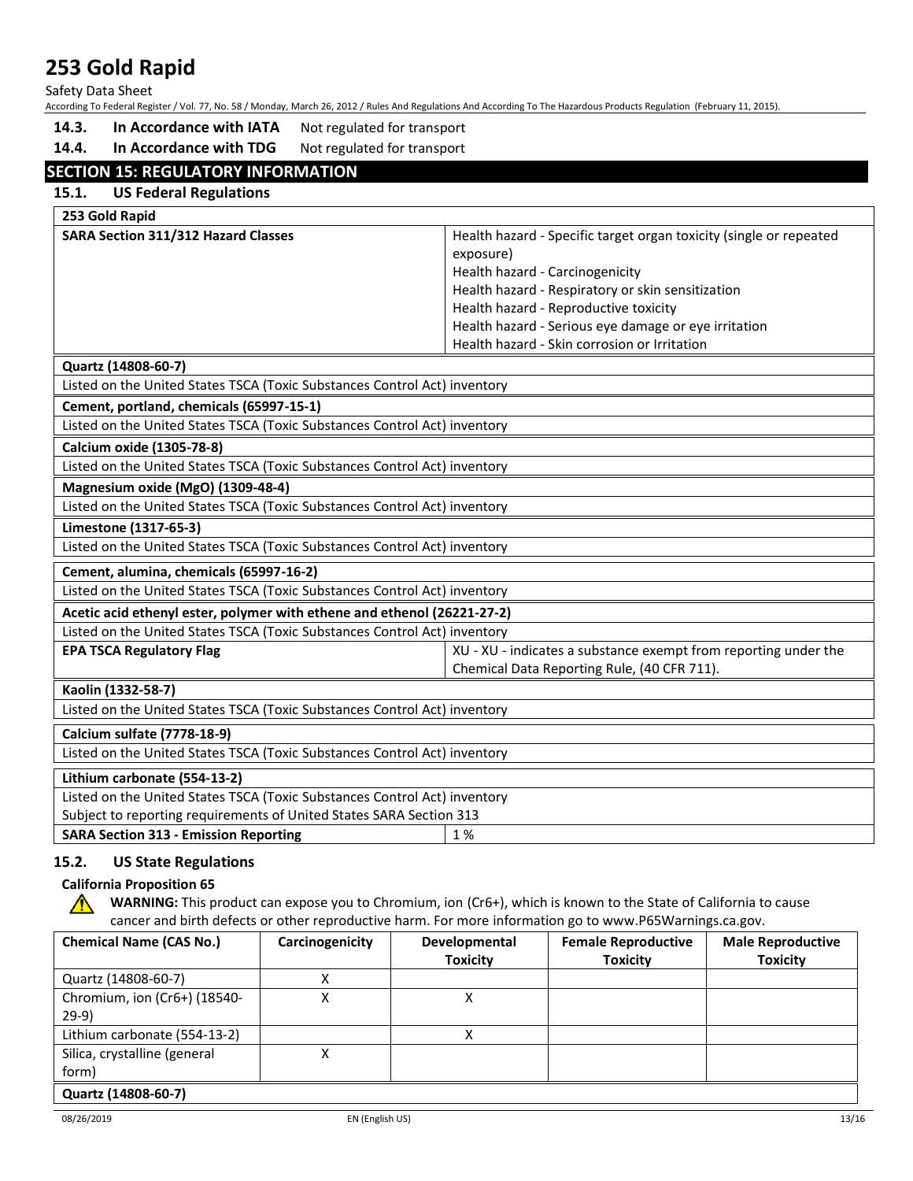**14.3. In Accordance with IATA** Not regulated for transport

**14.4. In Accordance with TDG** Not regulated for transport

## SECTION 15: REGULATORY INFORMATION

### 15.1. US Federal Regulations

| **253 Gold Rapid** | |
|---|---|
| **SARA Section 311/312 Hazard Classes** | Health hazard - Specific target organ toxicity (single or repeated exposure)<br>Health hazard - Carcinogenicity<br>Health hazard - Respiratory or skin sensitization<br>Health hazard - Reproductive toxicity<br>Health hazard - Serious eye damage or eye irritation<br>Health hazard - Skin corrosion or Irritation |

**Quartz (14808-60-7)**

Listed on the United States TSCA (Toxic Substances Control Act) inventory

**Cement, portland, chemicals (65997-15-1)**

Listed on the United States TSCA (Toxic Substances Control Act) inventory

**Calcium oxide (1305-78-8)**

Listed on the United States TSCA (Toxic Substances Control Act) inventory

**Magnesium oxide (MgO) (1309-48-4)**

Listed on the United States TSCA (Toxic Substances Control Act) inventory

**Limestone (1317-65-3)**

Listed on the United States TSCA (Toxic Substances Control Act) inventory

**Cement, alumina, chemicals (65997-16-2)**

Listed on the United States TSCA (Toxic Substances Control Act) inventory

**Acetic acid ethenyl ester, polymer with ethene and ethenol (26221-27-2)**

Listed on the United States TSCA (Toxic Substances Control Act) inventory

| | |
|---|---|
| **EPA TSCA Regulatory Flag** | XU - XU - indicates a substance exempt from reporting under the Chemical Data Reporting Rule, (40 CFR 711). |

**Kaolin (1332-58-7)**

Listed on the United States TSCA (Toxic Substances Control Act) inventory

**Calcium sulfate (7778-18-9)**

Listed on the United States TSCA (Toxic Substances Control Act) inventory

**Lithium carbonate (554-13-2)**

Listed on the United States TSCA (Toxic Substances Control Act) inventory

Subject to reporting requirements of United States SARA Section 313

| | |
|---|---|
| **SARA Section 313 - Emission Reporting** | 1 % |

### 15.2. US State Regulations

**California Proposition 65**

**WARNING:** This product can expose you to Chromium, ion (Cr6+), which is known to the State of California to cause cancer and birth defects or other reproductive harm. For more information go to www.P65Warnings.ca.gov.

| Chemical Name (CAS No.) | Carcinogenicity | Developmental Toxicity | Female Reproductive Toxicity | Male Reproductive Toxicity |
|---|---|---|---|---|
| Quartz (14808-60-7) | X | | | |
| Chromium, ion (Cr6+) (18540-29-9) | X | X | | |
| Lithium carbonate (554-13-2) | | X | | |
| Silica, crystalline (general form) | X | | | |

**Quartz (14808-60-7)**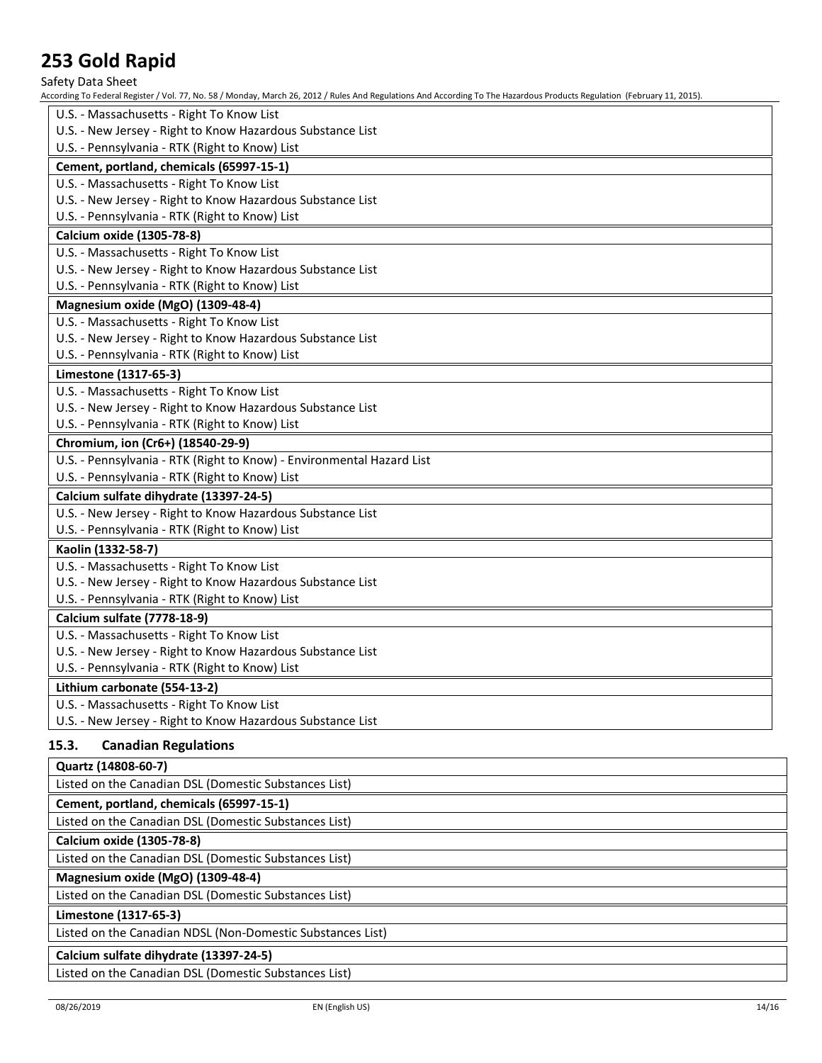| U.S. - Massachusetts - Right To Know List |
| --- |
| U.S. - New Jersey - Right to Know Hazardous Substance List |
| U.S. - Pennsylvania - RTK (Right to Know) List |

| **Cement, portland, chemicals (65997-15-1)** |
| --- |
| U.S. - Massachusetts - Right To Know List |
| U.S. - New Jersey - Right to Know Hazardous Substance List |
| U.S. - Pennsylvania - RTK (Right to Know) List |

| **Calcium oxide (1305-78-8)** |
| --- |
| U.S. - Massachusetts - Right To Know List |
| U.S. - New Jersey - Right to Know Hazardous Substance List |
| U.S. - Pennsylvania - RTK (Right to Know) List |

| **Magnesium oxide (MgO) (1309-48-4)** |
| --- |
| U.S. - Massachusetts - Right To Know List |
| U.S. - New Jersey - Right to Know Hazardous Substance List |
| U.S. - Pennsylvania - RTK (Right to Know) List |

| **Limestone (1317-65-3)** |
| --- |
| U.S. - Massachusetts - Right To Know List |
| U.S. - New Jersey - Right to Know Hazardous Substance List |
| U.S. - Pennsylvania - RTK (Right to Know) List |

| **Chromium, ion (Cr6+) (18540-29-9)** |
| --- |
| U.S. - Pennsylvania - RTK (Right to Know) - Environmental Hazard List |
| U.S. - Pennsylvania - RTK (Right to Know) List |

| **Calcium sulfate dihydrate (13397-24-5)** |
| --- |
| U.S. - New Jersey - Right to Know Hazardous Substance List |
| U.S. - Pennsylvania - RTK (Right to Know) List |

| **Kaolin (1332-58-7)** |
| --- |
| U.S. - Massachusetts - Right To Know List |
| U.S. - New Jersey - Right to Know Hazardous Substance List |
| U.S. - Pennsylvania - RTK (Right to Know) List |

| **Calcium sulfate (7778-18-9)** |
| --- |
| U.S. - Massachusetts - Right To Know List |
| U.S. - New Jersey - Right to Know Hazardous Substance List |
| U.S. - Pennsylvania - RTK (Right to Know) List |

| **Lithium carbonate (554-13-2)** |
| --- |
| U.S. - Massachusetts - Right To Know List |
| U.S. - New Jersey - Right to Know Hazardous Substance List |

### 15.3. Canadian Regulations

| **Quartz (14808-60-7)** |
| --- |
| Listed on the Canadian DSL (Domestic Substances List) |

| **Cement, portland, chemicals (65997-15-1)** |
| --- |
| Listed on the Canadian DSL (Domestic Substances List) |

| **Calcium oxide (1305-78-8)** |
| --- |
| Listed on the Canadian DSL (Domestic Substances List) |

| **Magnesium oxide (MgO) (1309-48-4)** |
| --- |
| Listed on the Canadian DSL (Domestic Substances List) |

| **Limestone (1317-65-3)** |
| --- |
| Listed on the Canadian NDSL (Non-Domestic Substances List) |

| **Calcium sulfate dihydrate (13397-24-5)** |
| --- |
| Listed on the Canadian DSL (Domestic Substances List) |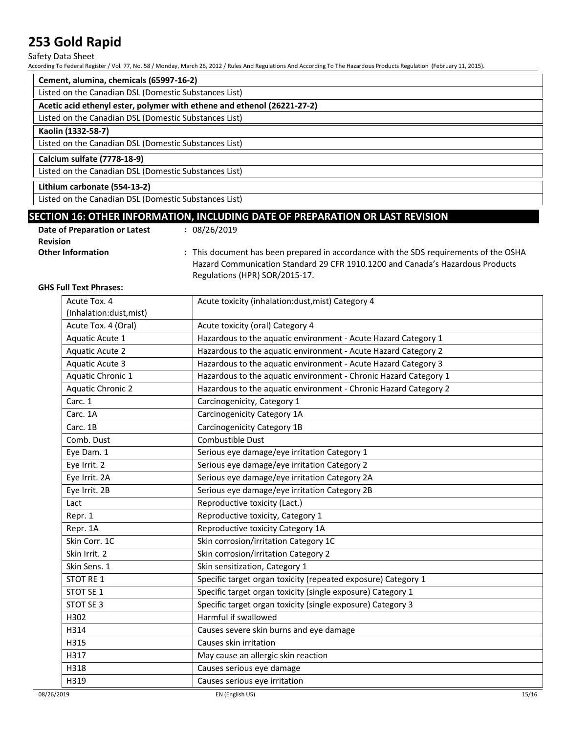**Cement, alumina, chemicals (65997-16-2)**

Listed on the Canadian DSL (Domestic Substances List)

**Acetic acid ethenyl ester, polymer with ethene and ethenol (26221-27-2)**

Listed on the Canadian DSL (Domestic Substances List)

**Kaolin (1332-58-7)**

Listed on the Canadian DSL (Domestic Substances List)

**Calcium sulfate (7778-18-9)**

Listed on the Canadian DSL (Domestic Substances List)

**Lithium carbonate (554-13-2)**

Listed on the Canadian DSL (Domestic Substances List)

## SECTION 16: OTHER INFORMATION, INCLUDING DATE OF PREPARATION OR LAST REVISION

**Date of Preparation or Latest Revision** : 08/26/2019

**Other Information** : This document has been prepared in accordance with the SDS requirements of the OSHA Hazard Communication Standard 29 CFR 1910.1200 and Canada's Hazardous Products Regulations (HPR) SOR/2015-17.

**GHS Full Text Phrases:**

| | |
|---|---|
| Acute Tox. 4 (Inhalation:dust,mist) | Acute toxicity (inhalation:dust,mist) Category 4 |
| Acute Tox. 4 (Oral) | Acute toxicity (oral) Category 4 |
| Aquatic Acute 1 | Hazardous to the aquatic environment - Acute Hazard Category 1 |
| Aquatic Acute 2 | Hazardous to the aquatic environment - Acute Hazard Category 2 |
| Aquatic Acute 3 | Hazardous to the aquatic environment - Acute Hazard Category 3 |
| Aquatic Chronic 1 | Hazardous to the aquatic environment - Chronic Hazard Category 1 |
| Aquatic Chronic 2 | Hazardous to the aquatic environment - Chronic Hazard Category 2 |
| Carc. 1 | Carcinogenicity, Category 1 |
| Carc. 1A | Carcinogenicity Category 1A |
| Carc. 1B | Carcinogenicity Category 1B |
| Comb. Dust | Combustible Dust |
| Eye Dam. 1 | Serious eye damage/eye irritation Category 1 |
| Eye Irrit. 2 | Serious eye damage/eye irritation Category 2 |
| Eye Irrit. 2A | Serious eye damage/eye irritation Category 2A |
| Eye Irrit. 2B | Serious eye damage/eye irritation Category 2B |
| Lact | Reproductive toxicity (Lact.) |
| Repr. 1 | Reproductive toxicity, Category 1 |
| Repr. 1A | Reproductive toxicity Category 1A |
| Skin Corr. 1C | Skin corrosion/irritation Category 1C |
| Skin Irrit. 2 | Skin corrosion/irritation Category 2 |
| Skin Sens. 1 | Skin sensitization, Category 1 |
| STOT RE 1 | Specific target organ toxicity (repeated exposure) Category 1 |
| STOT SE 1 | Specific target organ toxicity (single exposure) Category 1 |
| STOT SE 3 | Specific target organ toxicity (single exposure) Category 3 |
| H302 | Harmful if swallowed |
| H314 | Causes severe skin burns and eye damage |
| H315 | Causes skin irritation |
| H317 | May cause an allergic skin reaction |
| H318 | Causes serious eye damage |
| H319 | Causes serious eye irritation |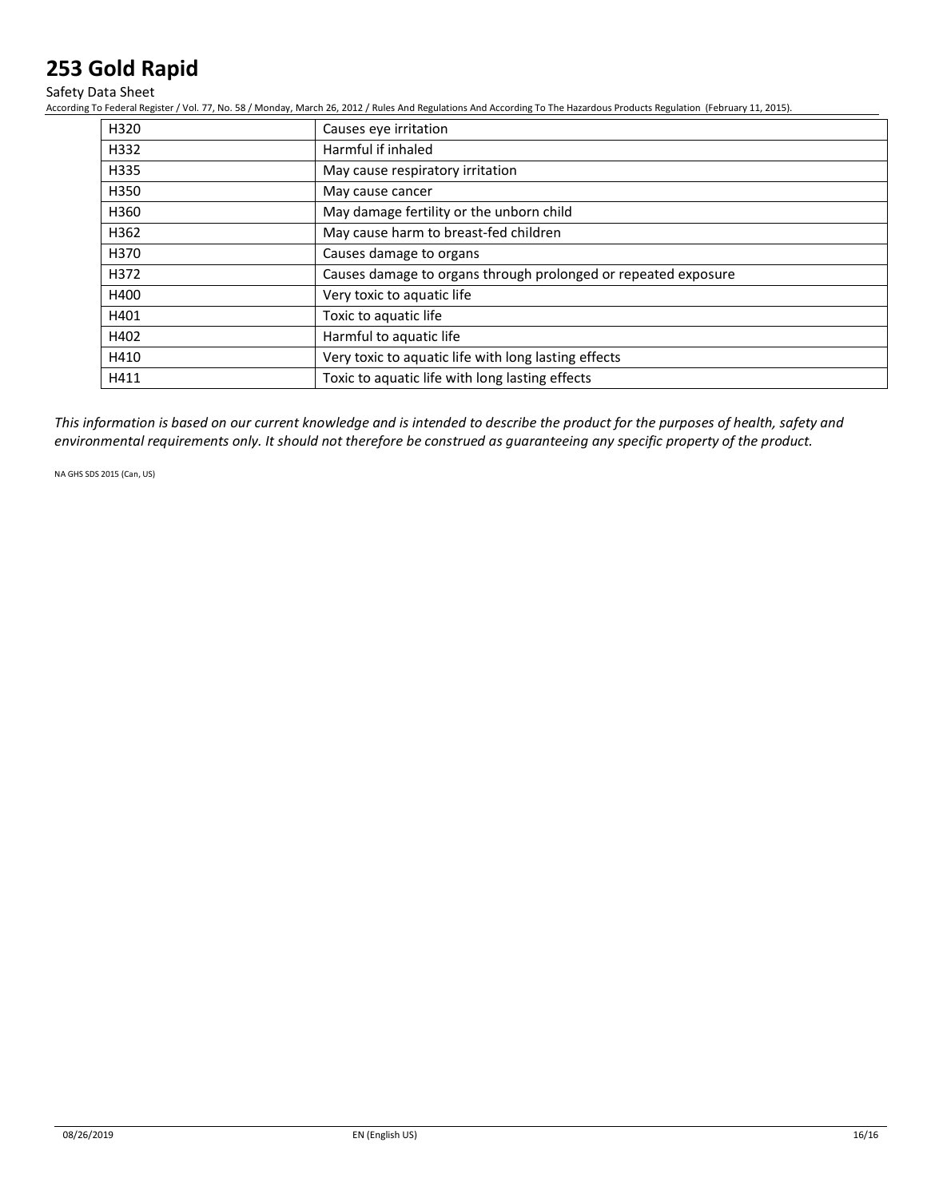| | |
|---|---|
| H320 | Causes eye irritation |
| H332 | Harmful if inhaled |
| H335 | May cause respiratory irritation |
| H350 | May cause cancer |
| H360 | May damage fertility or the unborn child |
| H362 | May cause harm to breast-fed children |
| H370 | Causes damage to organs |
| H372 | Causes damage to organs through prolonged or repeated exposure |
| H400 | Very toxic to aquatic life |
| H401 | Toxic to aquatic life |
| H402 | Harmful to aquatic life |
| H410 | Very toxic to aquatic life with long lasting effects |
| H411 | Toxic to aquatic life with long lasting effects |

*This information is based on our current knowledge and is intended to describe the product for the purposes of health, safety and environmental requirements only. It should not therefore be construed as guaranteeing any specific property of the product.*

NA GHS SDS 2015 (Can, US)